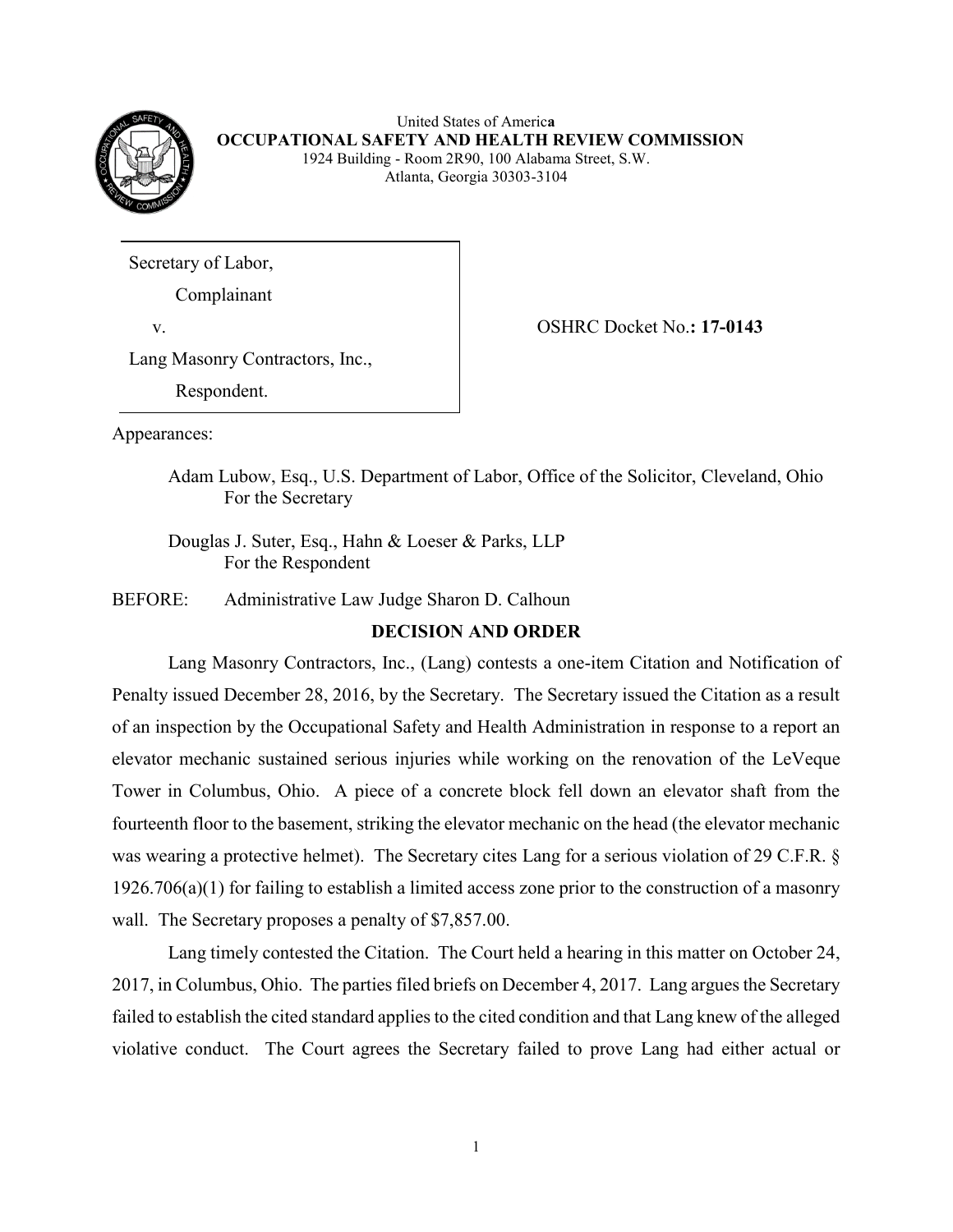United States of America
**OCCUPATIONAL SAFETY AND HEALTH REVIEW COMMISSION**
1924 Building - Room 2R90, 100 Alabama Street, S.W.
Atlanta, Georgia 30303-3104

Secretary of Labor,
Complainant
v.
Lang Masonry Contractors, Inc.,
Respondent.

OSHRC Docket No.**: 17-0143**

Appearances:

Adam Lubow, Esq., U.S. Department of Labor, Office of the Solicitor, Cleveland, Ohio
For the Secretary

Douglas J. Suter, Esq., Hahn & Loeser & Parks, LLP
For the Respondent

BEFORE: Administrative Law Judge Sharon D. Calhoun

## DECISION AND ORDER

Lang Masonry Contractors, Inc., (Lang) contests a one-item Citation and Notification of Penalty issued December 28, 2016, by the Secretary. The Secretary issued the Citation as a result of an inspection by the Occupational Safety and Health Administration in response to a report an elevator mechanic sustained serious injuries while working on the renovation of the LeVeque Tower in Columbus, Ohio. A piece of a concrete block fell down an elevator shaft from the fourteenth floor to the basement, striking the elevator mechanic on the head (the elevator mechanic was wearing a protective helmet). The Secretary cites Lang for a serious violation of 29 C.F.R. § 1926.706(a)(1) for failing to establish a limited access zone prior to the construction of a masonry wall. The Secretary proposes a penalty of $7,857.00.

Lang timely contested the Citation. The Court held a hearing in this matter on October 24, 2017, in Columbus, Ohio. The parties filed briefs on December 4, 2017. Lang argues the Secretary failed to establish the cited standard applies to the cited condition and that Lang knew of the alleged violative conduct. The Court agrees the Secretary failed to prove Lang had either actual or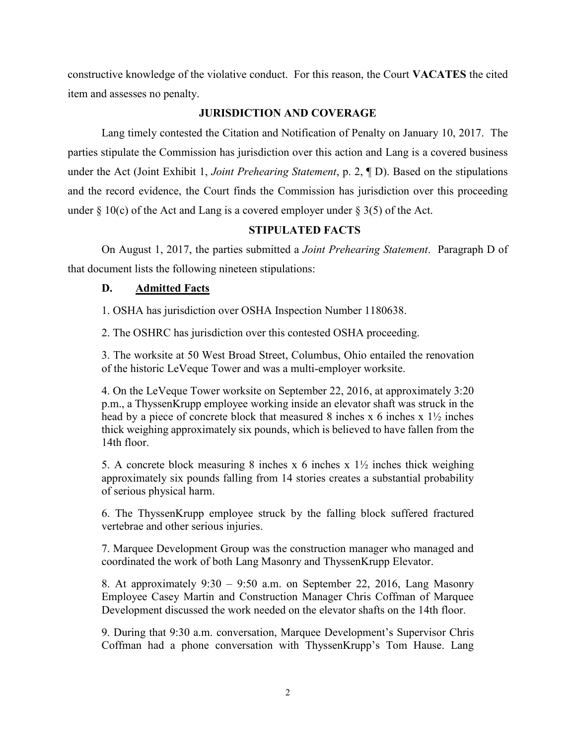constructive knowledge of the violative conduct. For this reason, the Court **VACATES** the cited item and assesses no penalty.

## JURISDICTION AND COVERAGE

Lang timely contested the Citation and Notification of Penalty on January 10, 2017. The parties stipulate the Commission has jurisdiction over this action and Lang is a covered business under the Act (Joint Exhibit 1, *Joint Prehearing Statement*, p. 2, ¶ D). Based on the stipulations and the record evidence, the Court finds the Commission has jurisdiction over this proceeding under § 10(c) of the Act and Lang is a covered employer under § 3(5) of the Act.

## STIPULATED FACTS

On August 1, 2017, the parties submitted a *Joint Prehearing Statement*. Paragraph D of that document lists the following nineteen stipulations:

> **D. Admitted Facts**
>
> 1. OSHA has jurisdiction over OSHA Inspection Number 1180638.
>
> 2. The OSHRC has jurisdiction over this contested OSHA proceeding.
>
> 3. The worksite at 50 West Broad Street, Columbus, Ohio entailed the renovation of the historic LeVeque Tower and was a multi-employer worksite.
>
> 4. On the LeVeque Tower worksite on September 22, 2016, at approximately 3:20 p.m., a ThyssenKrupp employee working inside an elevator shaft was struck in the head by a piece of concrete block that measured 8 inches x 6 inches x 1½ inches thick weighing approximately six pounds, which is believed to have fallen from the 14th floor.
>
> 5. A concrete block measuring 8 inches x 6 inches x 1½ inches thick weighing approximately six pounds falling from 14 stories creates a substantial probability of serious physical harm.
>
> 6. The ThyssenKrupp employee struck by the falling block suffered fractured vertebrae and other serious injuries.
>
> 7. Marquee Development Group was the construction manager who managed and coordinated the work of both Lang Masonry and ThyssenKrupp Elevator.
>
> 8. At approximately 9:30 – 9:50 a.m. on September 22, 2016, Lang Masonry Employee Casey Martin and Construction Manager Chris Coffman of Marquee Development discussed the work needed on the elevator shafts on the 14th floor.
>
> 9. During that 9:30 a.m. conversation, Marquee Development's Supervisor Chris Coffman had a phone conversation with ThyssenKrupp's Tom Hause. Lang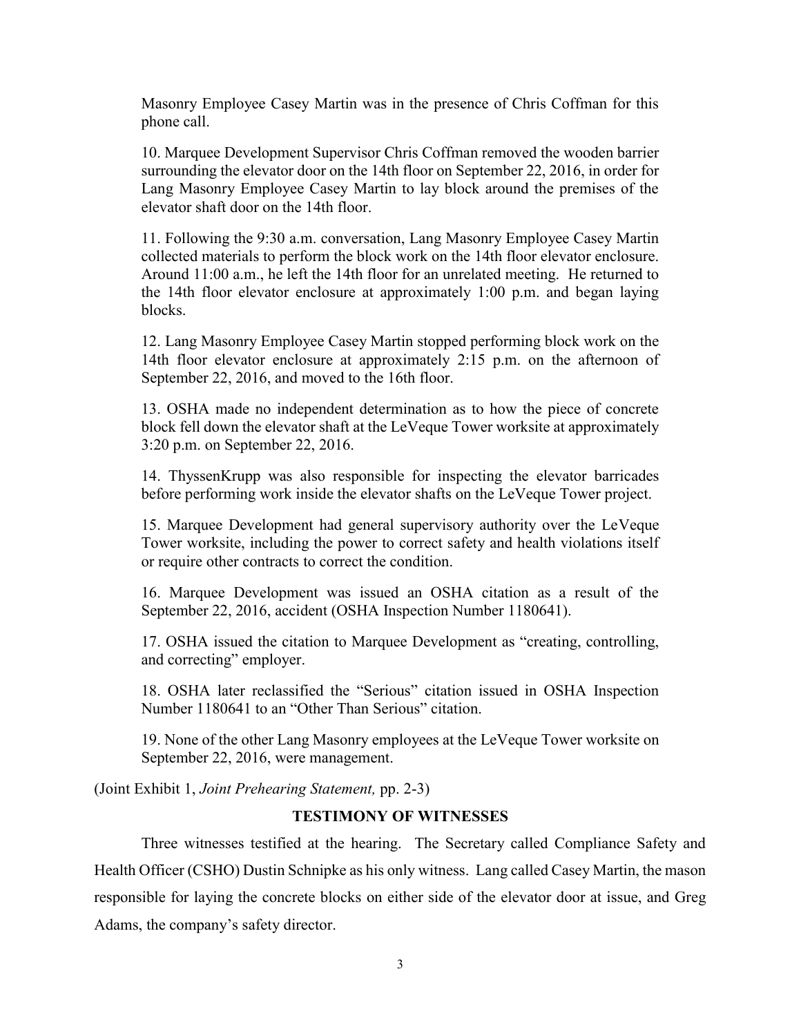Masonry Employee Casey Martin was in the presence of Chris Coffman for this phone call.

10. Marquee Development Supervisor Chris Coffman removed the wooden barrier surrounding the elevator door on the 14th floor on September 22, 2016, in order for Lang Masonry Employee Casey Martin to lay block around the premises of the elevator shaft door on the 14th floor.

11. Following the 9:30 a.m. conversation, Lang Masonry Employee Casey Martin collected materials to perform the block work on the 14th floor elevator enclosure. Around 11:00 a.m., he left the 14th floor for an unrelated meeting. He returned to the 14th floor elevator enclosure at approximately 1:00 p.m. and began laying blocks.

12. Lang Masonry Employee Casey Martin stopped performing block work on the 14th floor elevator enclosure at approximately 2:15 p.m. on the afternoon of September 22, 2016, and moved to the 16th floor.

13. OSHA made no independent determination as to how the piece of concrete block fell down the elevator shaft at the LeVeque Tower worksite at approximately 3:20 p.m. on September 22, 2016.

14. ThyssenKrupp was also responsible for inspecting the elevator barricades before performing work inside the elevator shafts on the LeVeque Tower project.

15. Marquee Development had general supervisory authority over the LeVeque Tower worksite, including the power to correct safety and health violations itself or require other contracts to correct the condition.

16. Marquee Development was issued an OSHA citation as a result of the September 22, 2016, accident (OSHA Inspection Number 1180641).

17. OSHA issued the citation to Marquee Development as "creating, controlling, and correcting" employer.

18. OSHA later reclassified the "Serious" citation issued in OSHA Inspection Number 1180641 to an "Other Than Serious" citation.

19. None of the other Lang Masonry employees at the LeVeque Tower worksite on September 22, 2016, were management.

(Joint Exhibit 1, *Joint Prehearing Statement,* pp. 2-3)

## TESTIMONY OF WITNESSES

Three witnesses testified at the hearing. The Secretary called Compliance Safety and Health Officer (CSHO) Dustin Schnipke as his only witness. Lang called Casey Martin, the mason responsible for laying the concrete blocks on either side of the elevator door at issue, and Greg Adams, the company's safety director.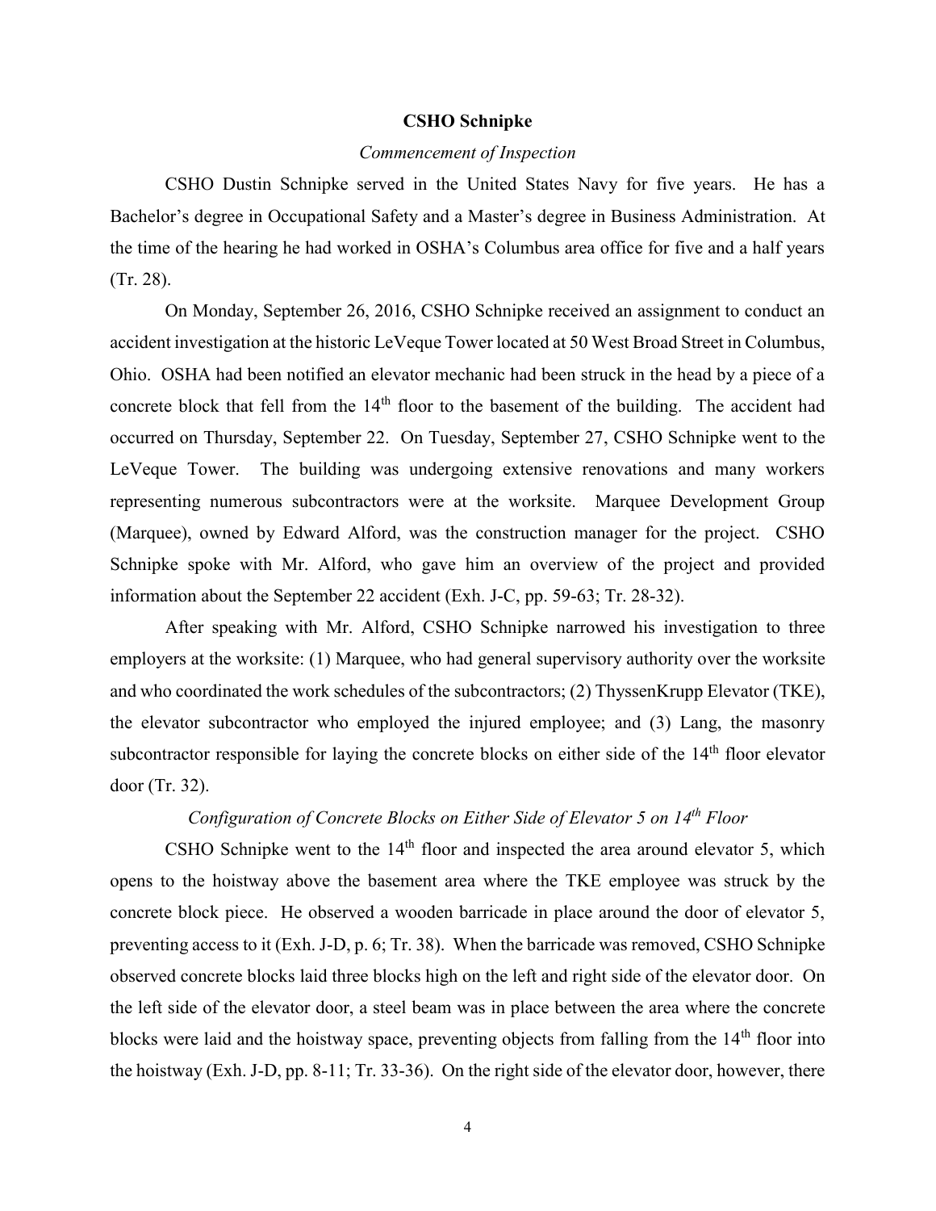**CSHO Schnipke**

*Commencement of Inspection*

CSHO Dustin Schnipke served in the United States Navy for five years. He has a Bachelor's degree in Occupational Safety and a Master's degree in Business Administration. At the time of the hearing he had worked in OSHA's Columbus area office for five and a half years (Tr. 28).

On Monday, September 26, 2016, CSHO Schnipke received an assignment to conduct an accident investigation at the historic LeVeque Tower located at 50 West Broad Street in Columbus, Ohio. OSHA had been notified an elevator mechanic had been struck in the head by a piece of a concrete block that fell from the 14th floor to the basement of the building. The accident had occurred on Thursday, September 22. On Tuesday, September 27, CSHO Schnipke went to the LeVeque Tower. The building was undergoing extensive renovations and many workers representing numerous subcontractors were at the worksite. Marquee Development Group (Marquee), owned by Edward Alford, was the construction manager for the project. CSHO Schnipke spoke with Mr. Alford, who gave him an overview of the project and provided information about the September 22 accident (Exh. J-C, pp. 59-63; Tr. 28-32).

After speaking with Mr. Alford, CSHO Schnipke narrowed his investigation to three employers at the worksite: (1) Marquee, who had general supervisory authority over the worksite and who coordinated the work schedules of the subcontractors; (2) ThyssenKrupp Elevator (TKE), the elevator subcontractor who employed the injured employee; and (3) Lang, the masonry subcontractor responsible for laying the concrete blocks on either side of the 14th floor elevator door (Tr. 32).

*Configuration of Concrete Blocks on Either Side of Elevator 5 on 14th Floor*

CSHO Schnipke went to the 14th floor and inspected the area around elevator 5, which opens to the hoistway above the basement area where the TKE employee was struck by the concrete block piece. He observed a wooden barricade in place around the door of elevator 5, preventing access to it (Exh. J-D, p. 6; Tr. 38). When the barricade was removed, CSHO Schnipke observed concrete blocks laid three blocks high on the left and right side of the elevator door. On the left side of the elevator door, a steel beam was in place between the area where the concrete blocks were laid and the hoistway space, preventing objects from falling from the 14th floor into the hoistway (Exh. J-D, pp. 8-11; Tr. 33-36). On the right side of the elevator door, however, there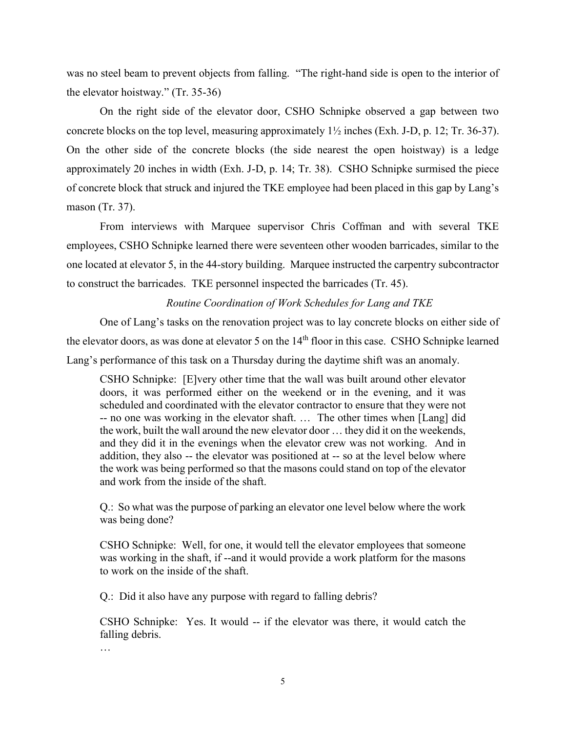was no steel beam to prevent objects from falling. "The right-hand side is open to the interior of the elevator hoistway." (Tr. 35-36)

On the right side of the elevator door, CSHO Schnipke observed a gap between two concrete blocks on the top level, measuring approximately 1½ inches (Exh. J-D, p. 12; Tr. 36-37). On the other side of the concrete blocks (the side nearest the open hoistway) is a ledge approximately 20 inches in width (Exh. J-D, p. 14; Tr. 38). CSHO Schnipke surmised the piece of concrete block that struck and injured the TKE employee had been placed in this gap by Lang's mason (Tr. 37).

From interviews with Marquee supervisor Chris Coffman and with several TKE employees, CSHO Schnipke learned there were seventeen other wooden barricades, similar to the one located at elevator 5, in the 44-story building. Marquee instructed the carpentry subcontractor to construct the barricades. TKE personnel inspected the barricades (Tr. 45).

*Routine Coordination of Work Schedules for Lang and TKE*

One of Lang's tasks on the renovation project was to lay concrete blocks on either side of the elevator doors, as was done at elevator 5 on the 14th floor in this case. CSHO Schnipke learned Lang's performance of this task on a Thursday during the daytime shift was an anomaly.

> CSHO Schnipke: [E]very other time that the wall was built around other elevator doors, it was performed either on the weekend or in the evening, and it was scheduled and coordinated with the elevator contractor to ensure that they were not -- no one was working in the elevator shaft. … The other times when [Lang] did the work, built the wall around the new elevator door … they did it on the weekends, and they did it in the evenings when the elevator crew was not working. And in addition, they also -- the elevator was positioned at -- so at the level below where the work was being performed so that the masons could stand on top of the elevator and work from the inside of the shaft.
>
> Q.: So what was the purpose of parking an elevator one level below where the work was being done?
>
> CSHO Schnipke: Well, for one, it would tell the elevator employees that someone was working in the shaft, if --and it would provide a work platform for the masons to work on the inside of the shaft.
>
> Q.: Did it also have any purpose with regard to falling debris?
>
> CSHO Schnipke: Yes. It would -- if the elevator was there, it would catch the falling debris.
>
> …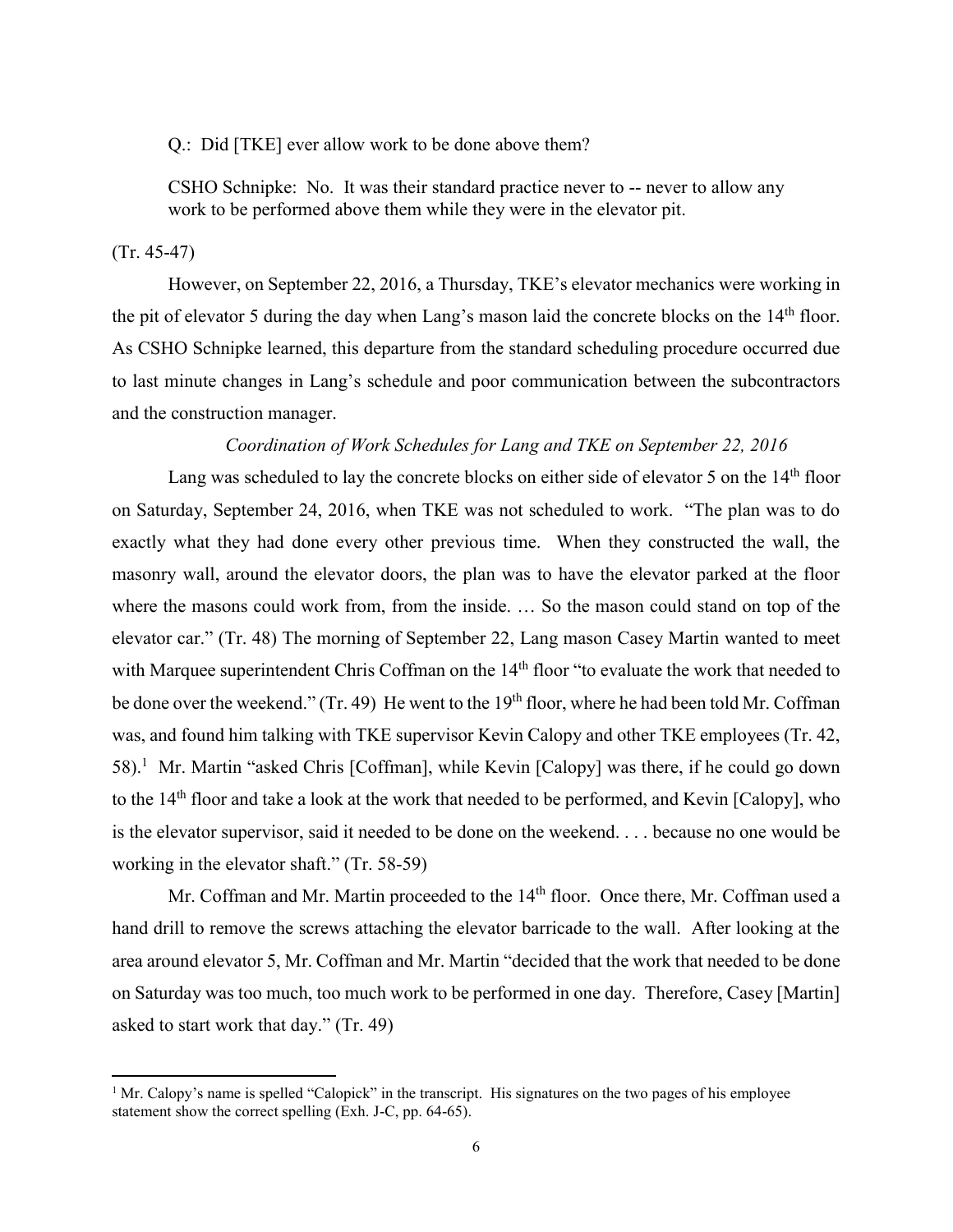Q.: Did [TKE] ever allow work to be done above them?

CSHO Schnipke: No. It was their standard practice never to -- never to allow any work to be performed above them while they were in the elevator pit.

(Tr. 45-47)

However, on September 22, 2016, a Thursday, TKE's elevator mechanics were working in the pit of elevator 5 during the day when Lang's mason laid the concrete blocks on the 14th floor. As CSHO Schnipke learned, this departure from the standard scheduling procedure occurred due to last minute changes in Lang's schedule and poor communication between the subcontractors and the construction manager.

*Coordination of Work Schedules for Lang and TKE on September 22, 2016*

Lang was scheduled to lay the concrete blocks on either side of elevator 5 on the 14th floor on Saturday, September 24, 2016, when TKE was not scheduled to work. "The plan was to do exactly what they had done every other previous time. When they constructed the wall, the masonry wall, around the elevator doors, the plan was to have the elevator parked at the floor where the masons could work from, from the inside. … So the mason could stand on top of the elevator car." (Tr. 48) The morning of September 22, Lang mason Casey Martin wanted to meet with Marquee superintendent Chris Coffman on the 14th floor "to evaluate the work that needed to be done over the weekend." (Tr. 49) He went to the 19th floor, where he had been told Mr. Coffman was, and found him talking with TKE supervisor Kevin Calopy and other TKE employees (Tr. 42, 58).[1] Mr. Martin "asked Chris [Coffman], while Kevin [Calopy] was there, if he could go down to the 14th floor and take a look at the work that needed to be performed, and Kevin [Calopy], who is the elevator supervisor, said it needed to be done on the weekend. . . . because no one would be working in the elevator shaft." (Tr. 58-59)

Mr. Coffman and Mr. Martin proceeded to the 14th floor. Once there, Mr. Coffman used a hand drill to remove the screws attaching the elevator barricade to the wall. After looking at the area around elevator 5, Mr. Coffman and Mr. Martin "decided that the work that needed to be done on Saturday was too much, too much work to be performed in one day. Therefore, Casey [Martin] asked to start work that day." (Tr. 49)

[1] Mr. Calopy's name is spelled "Calopick" in the transcript. His signatures on the two pages of his employee statement show the correct spelling (Exh. J-C, pp. 64-65).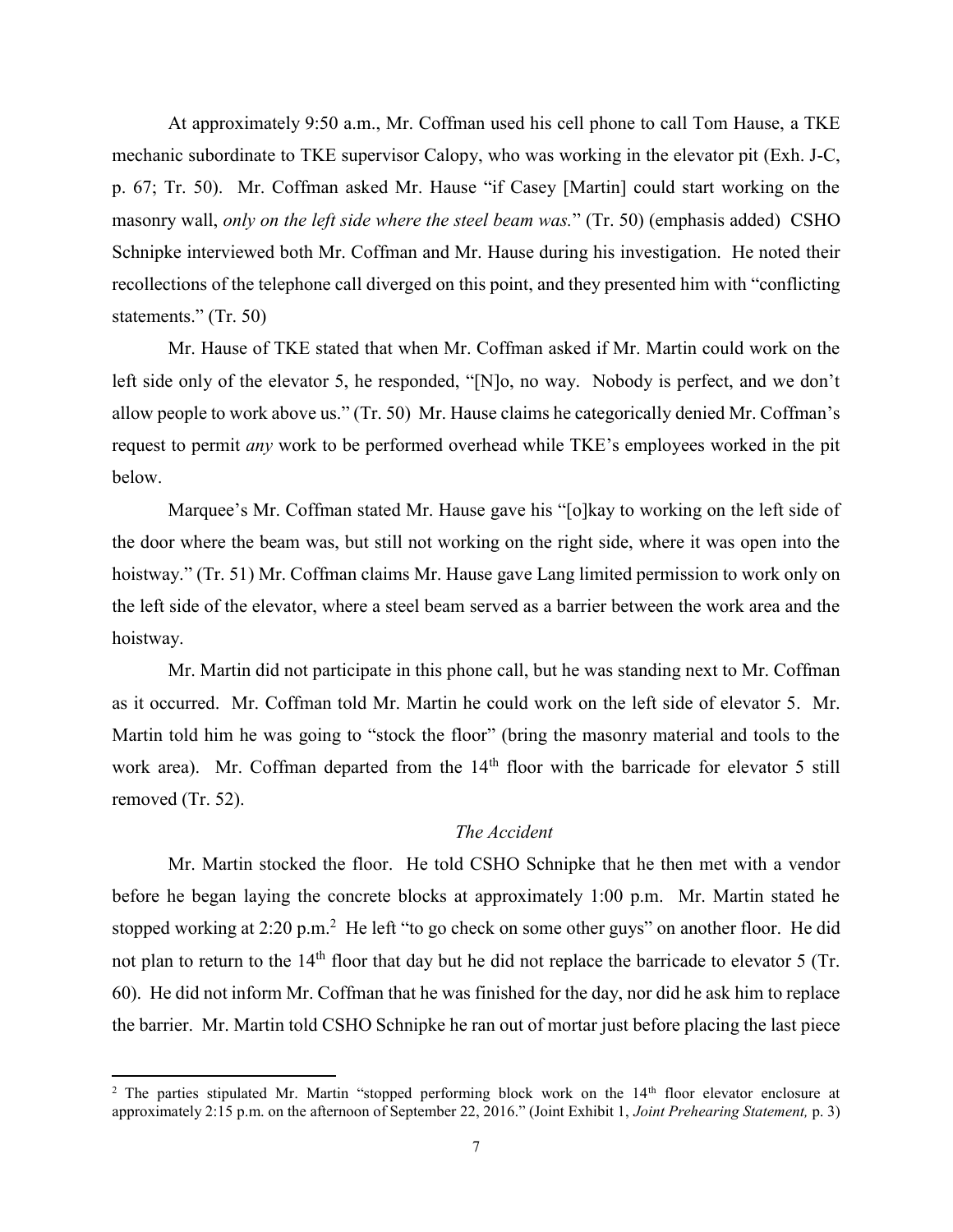At approximately 9:50 a.m., Mr. Coffman used his cell phone to call Tom Hause, a TKE mechanic subordinate to TKE supervisor Calopy, who was working in the elevator pit (Exh. J-C, p. 67; Tr. 50). Mr. Coffman asked Mr. Hause "if Casey [Martin] could start working on the masonry wall, *only on the left side where the steel beam was.*" (Tr. 50) (emphasis added) CSHO Schnipke interviewed both Mr. Coffman and Mr. Hause during his investigation. He noted their recollections of the telephone call diverged on this point, and they presented him with "conflicting statements." (Tr. 50)

Mr. Hause of TKE stated that when Mr. Coffman asked if Mr. Martin could work on the left side only of the elevator 5, he responded, "[N]o, no way. Nobody is perfect, and we don't allow people to work above us." (Tr. 50) Mr. Hause claims he categorically denied Mr. Coffman's request to permit *any* work to be performed overhead while TKE's employees worked in the pit below.

Marquee's Mr. Coffman stated Mr. Hause gave his "[o]kay to working on the left side of the door where the beam was, but still not working on the right side, where it was open into the hoistway." (Tr. 51) Mr. Coffman claims Mr. Hause gave Lang limited permission to work only on the left side of the elevator, where a steel beam served as a barrier between the work area and the hoistway.

Mr. Martin did not participate in this phone call, but he was standing next to Mr. Coffman as it occurred. Mr. Coffman told Mr. Martin he could work on the left side of elevator 5. Mr. Martin told him he was going to "stock the floor" (bring the masonry material and tools to the work area). Mr. Coffman departed from the 14th floor with the barricade for elevator 5 still removed (Tr. 52).

*The Accident*

Mr. Martin stocked the floor. He told CSHO Schnipke that he then met with a vendor before he began laying the concrete blocks at approximately 1:00 p.m. Mr. Martin stated he stopped working at 2:20 p.m.[2] He left "to go check on some other guys" on another floor. He did not plan to return to the 14th floor that day but he did not replace the barricade to elevator 5 (Tr. 60). He did not inform Mr. Coffman that he was finished for the day, nor did he ask him to replace the barrier. Mr. Martin told CSHO Schnipke he ran out of mortar just before placing the last piece

[2] The parties stipulated Mr. Martin "stopped performing block work on the 14th floor elevator enclosure at approximately 2:15 p.m. on the afternoon of September 22, 2016." (Joint Exhibit 1, *Joint Prehearing Statement,* p. 3)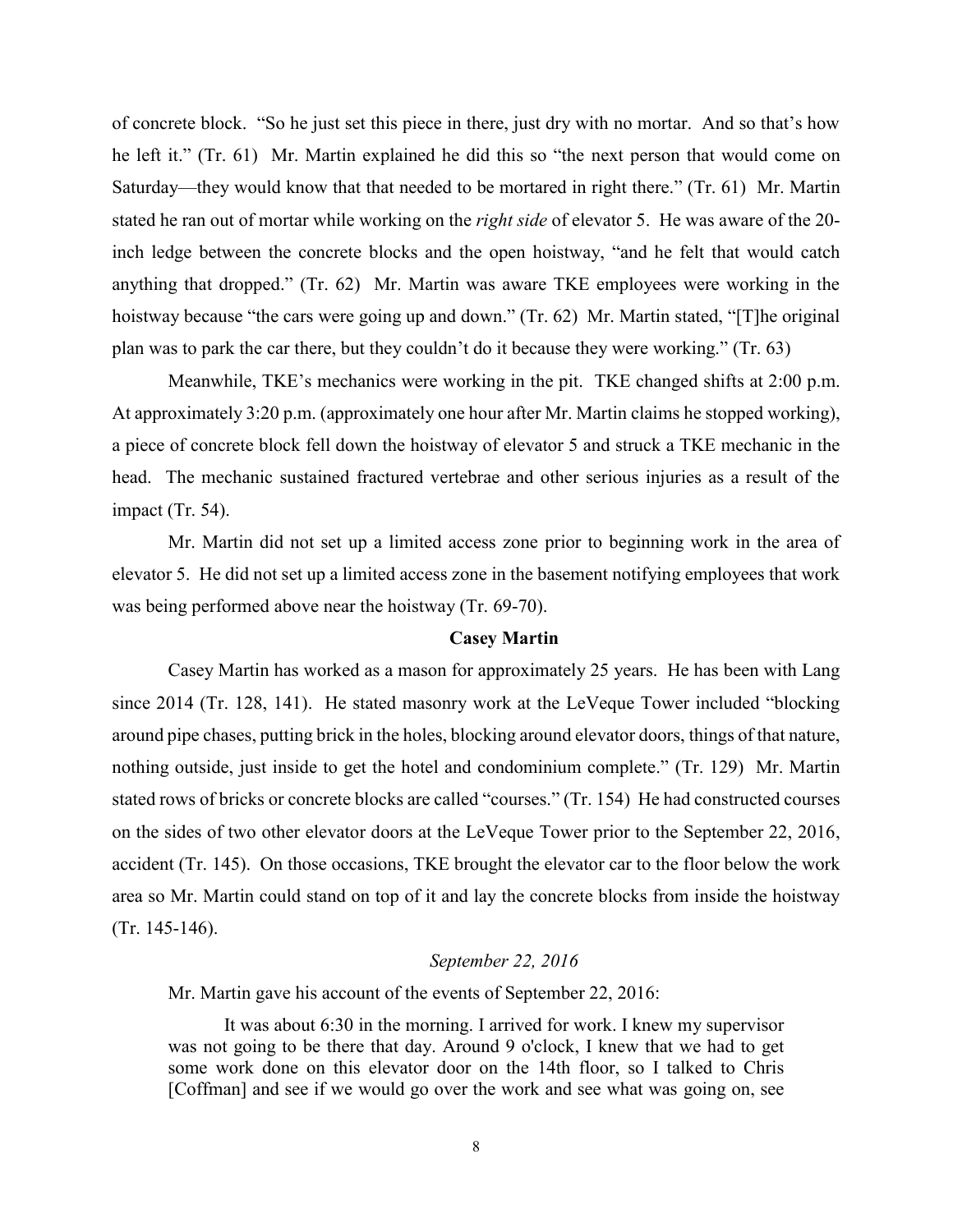of concrete block. "So he just set this piece in there, just dry with no mortar. And so that's how he left it." (Tr. 61) Mr. Martin explained he did this so "the next person that would come on Saturday—they would know that that needed to be mortared in right there." (Tr. 61) Mr. Martin stated he ran out of mortar while working on the *right side* of elevator 5. He was aware of the 20-inch ledge between the concrete blocks and the open hoistway, "and he felt that would catch anything that dropped." (Tr. 62) Mr. Martin was aware TKE employees were working in the hoistway because "the cars were going up and down." (Tr. 62) Mr. Martin stated, "[T]he original plan was to park the car there, but they couldn't do it because they were working." (Tr. 63)

Meanwhile, TKE's mechanics were working in the pit. TKE changed shifts at 2:00 p.m. At approximately 3:20 p.m. (approximately one hour after Mr. Martin claims he stopped working), a piece of concrete block fell down the hoistway of elevator 5 and struck a TKE mechanic in the head. The mechanic sustained fractured vertebrae and other serious injuries as a result of the impact (Tr. 54).

Mr. Martin did not set up a limited access zone prior to beginning work in the area of elevator 5. He did not set up a limited access zone in the basement notifying employees that work was being performed above near the hoistway (Tr. 69-70).

**Casey Martin**

Casey Martin has worked as a mason for approximately 25 years. He has been with Lang since 2014 (Tr. 128, 141). He stated masonry work at the LeVeque Tower included "blocking around pipe chases, putting brick in the holes, blocking around elevator doors, things of that nature, nothing outside, just inside to get the hotel and condominium complete." (Tr. 129) Mr. Martin stated rows of bricks or concrete blocks are called "courses." (Tr. 154) He had constructed courses on the sides of two other elevator doors at the LeVeque Tower prior to the September 22, 2016, accident (Tr. 145). On those occasions, TKE brought the elevator car to the floor below the work area so Mr. Martin could stand on top of it and lay the concrete blocks from inside the hoistway (Tr. 145-146).

*September 22, 2016*

Mr. Martin gave his account of the events of September 22, 2016:

> It was about 6:30 in the morning. I arrived for work. I knew my supervisor was not going to be there that day. Around 9 o'clock, I knew that we had to get some work done on this elevator door on the 14th floor, so I talked to Chris [Coffman] and see if we would go over the work and see what was going on, see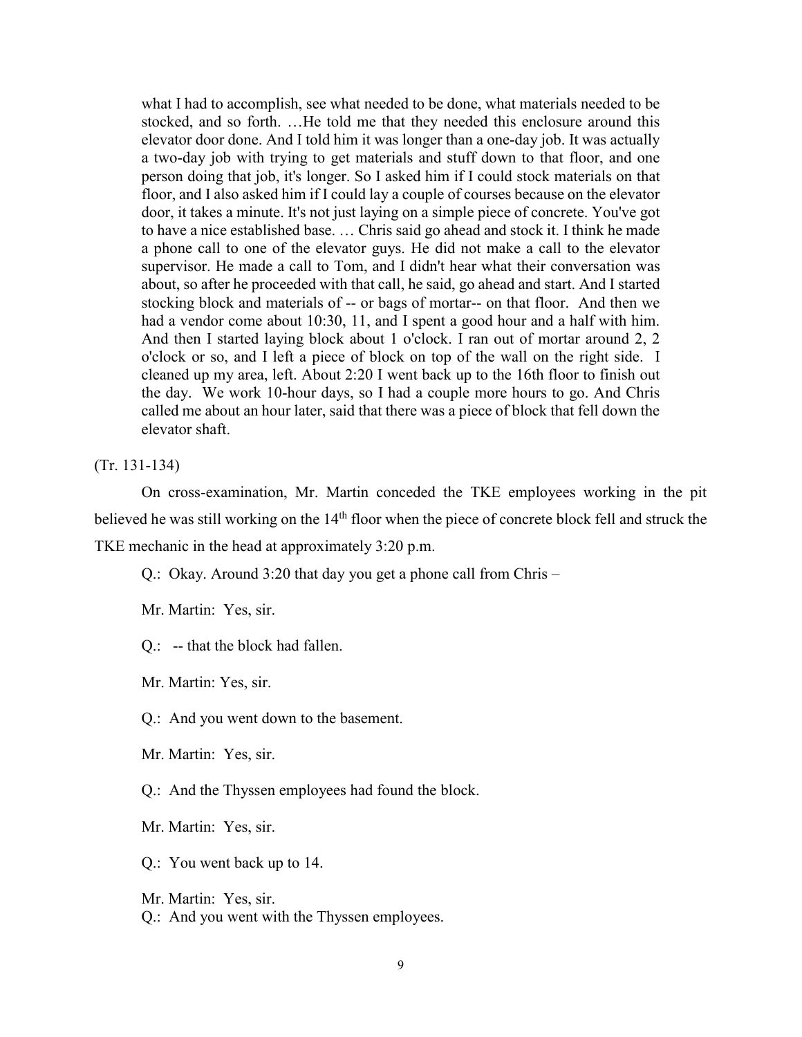> what I had to accomplish, see what needed to be done, what materials needed to be stocked, and so forth. …He told me that they needed this enclosure around this elevator door done. And I told him it was longer than a one-day job. It was actually a two-day job with trying to get materials and stuff down to that floor, and one person doing that job, it's longer. So I asked him if I could stock materials on that floor, and I also asked him if I could lay a couple of courses because on the elevator door, it takes a minute. It's not just laying on a simple piece of concrete. You've got to have a nice established base. … Chris said go ahead and stock it. I think he made a phone call to one of the elevator guys. He did not make a call to the elevator supervisor. He made a call to Tom, and I didn't hear what their conversation was about, so after he proceeded with that call, he said, go ahead and start. And I started stocking block and materials of -- or bags of mortar-- on that floor. And then we had a vendor come about 10:30, 11, and I spent a good hour and a half with him. And then I started laying block about 1 o'clock. I ran out of mortar around 2, 2 o'clock or so, and I left a piece of block on top of the wall on the right side. I cleaned up my area, left. About 2:20 I went back up to the 16th floor to finish out the day. We work 10-hour days, so I had a couple more hours to go. And Chris called me about an hour later, said that there was a piece of block that fell down the elevator shaft.

(Tr. 131-134)

On cross-examination, Mr. Martin conceded the TKE employees working in the pit believed he was still working on the 14th floor when the piece of concrete block fell and struck the TKE mechanic in the head at approximately 3:20 p.m.

> Q.: Okay. Around 3:20 that day you get a phone call from Chris –
>
> Mr. Martin: Yes, sir.
>
> Q.: -- that the block had fallen.
>
> Mr. Martin: Yes, sir.
>
> Q.: And you went down to the basement.
>
> Mr. Martin: Yes, sir.
>
> Q.: And the Thyssen employees had found the block.
>
> Mr. Martin: Yes, sir.
>
> Q.: You went back up to 14.
>
> Mr. Martin: Yes, sir.
>
> Q.: And you went with the Thyssen employees.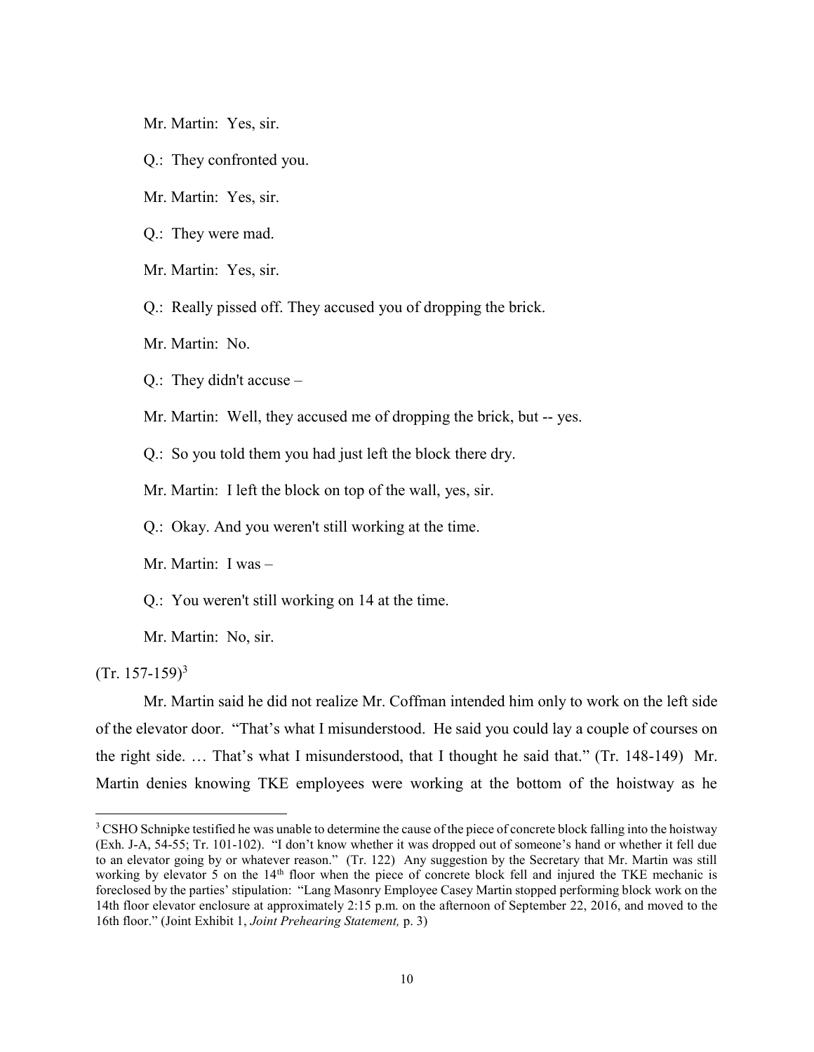Mr. Martin: Yes, sir.

Q.: They confronted you.

Mr. Martin: Yes, sir.

Q.: They were mad.

Mr. Martin: Yes, sir.

Q.: Really pissed off. They accused you of dropping the brick.

Mr. Martin: No.

Q.: They didn't accuse –

Mr. Martin: Well, they accused me of dropping the brick, but -- yes.

Q.: So you told them you had just left the block there dry.

Mr. Martin: I left the block on top of the wall, yes, sir.

Q.: Okay. And you weren't still working at the time.

Mr. Martin: I was –

Q.: You weren't still working on 14 at the time.

Mr. Martin: No, sir.

(Tr. 157-159)[3]

Mr. Martin said he did not realize Mr. Coffman intended him only to work on the left side of the elevator door. "That's what I misunderstood. He said you could lay a couple of courses on the right side. … That's what I misunderstood, that I thought he said that." (Tr. 148-149) Mr. Martin denies knowing TKE employees were working at the bottom of the hoistway as he

---

[3] CSHO Schnipke testified he was unable to determine the cause of the piece of concrete block falling into the hoistway (Exh. J-A, 54-55; Tr. 101-102). "I don't know whether it was dropped out of someone's hand or whether it fell due to an elevator going by or whatever reason." (Tr. 122) Any suggestion by the Secretary that Mr. Martin was still working by elevator 5 on the 14th floor when the piece of concrete block fell and injured the TKE mechanic is foreclosed by the parties' stipulation: "Lang Masonry Employee Casey Martin stopped performing block work on the 14th floor elevator enclosure at approximately 2:15 p.m. on the afternoon of September 22, 2016, and moved to the 16th floor." (Joint Exhibit 1, *Joint Prehearing Statement,* p. 3)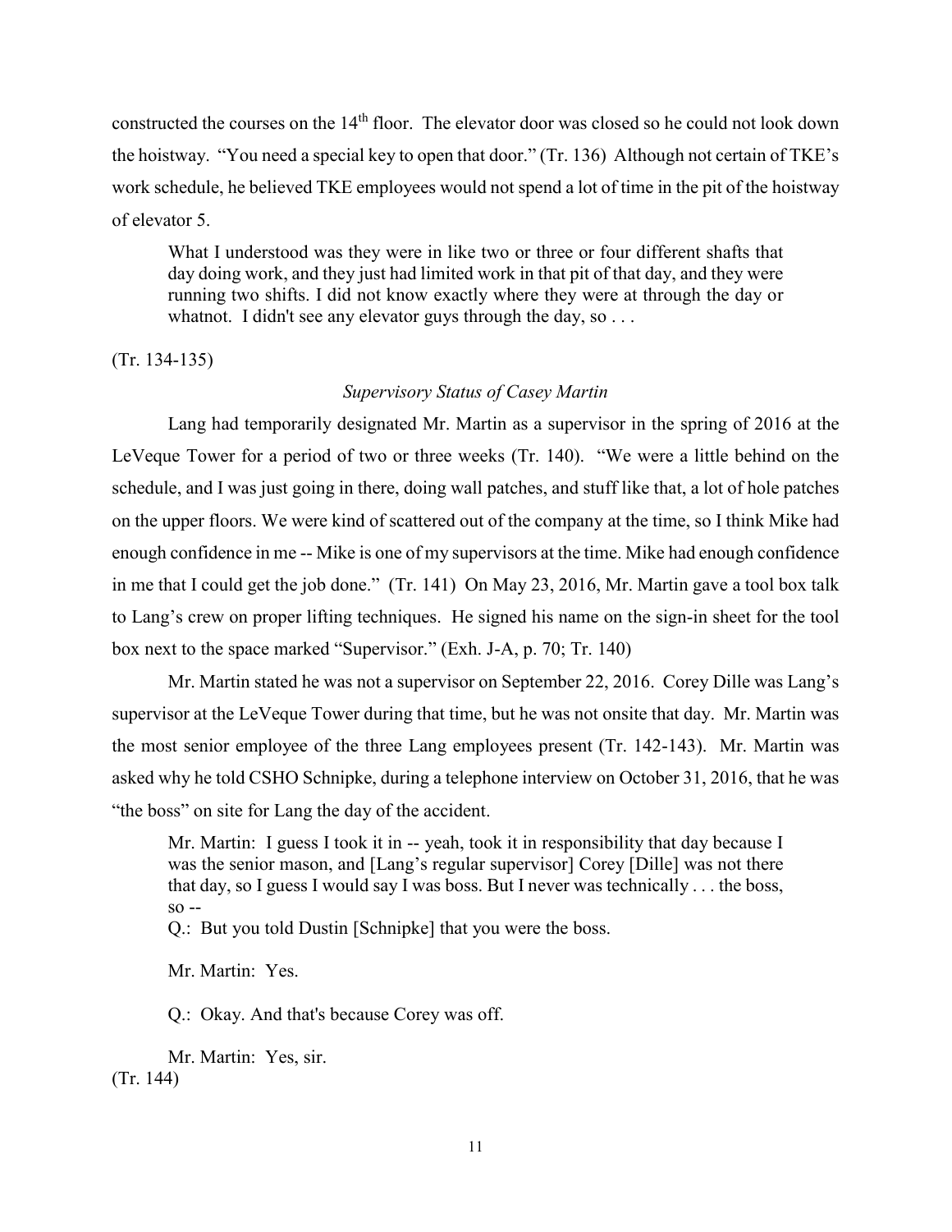constructed the courses on the 14th floor. The elevator door was closed so he could not look down the hoistway. "You need a special key to open that door." (Tr. 136) Although not certain of TKE's work schedule, he believed TKE employees would not spend a lot of time in the pit of the hoistway of elevator 5.

> What I understood was they were in like two or three or four different shafts that day doing work, and they just had limited work in that pit of that day, and they were running two shifts. I did not know exactly where they were at through the day or whatnot. I didn't see any elevator guys through the day, so . . .

(Tr. 134-135)

*Supervisory Status of Casey Martin*

Lang had temporarily designated Mr. Martin as a supervisor in the spring of 2016 at the LeVeque Tower for a period of two or three weeks (Tr. 140). "We were a little behind on the schedule, and I was just going in there, doing wall patches, and stuff like that, a lot of hole patches on the upper floors. We were kind of scattered out of the company at the time, so I think Mike had enough confidence in me -- Mike is one of my supervisors at the time. Mike had enough confidence in me that I could get the job done." (Tr. 141) On May 23, 2016, Mr. Martin gave a tool box talk to Lang's crew on proper lifting techniques. He signed his name on the sign-in sheet for the tool box next to the space marked "Supervisor." (Exh. J-A, p. 70; Tr. 140)

Mr. Martin stated he was not a supervisor on September 22, 2016. Corey Dille was Lang's supervisor at the LeVeque Tower during that time, but he was not onsite that day. Mr. Martin was the most senior employee of the three Lang employees present (Tr. 142-143). Mr. Martin was asked why he told CSHO Schnipke, during a telephone interview on October 31, 2016, that he was "the boss" on site for Lang the day of the accident.

> Mr. Martin: I guess I took it in -- yeah, took it in responsibility that day because I was the senior mason, and [Lang's regular supervisor] Corey [Dille] was not there that day, so I guess I would say I was boss. But I never was technically . . . the boss, so --
>
> Q.: But you told Dustin [Schnipke] that you were the boss.
>
> Mr. Martin: Yes.
>
> Q.: Okay. And that's because Corey was off.
>
> Mr. Martin: Yes, sir.

(Tr. 144)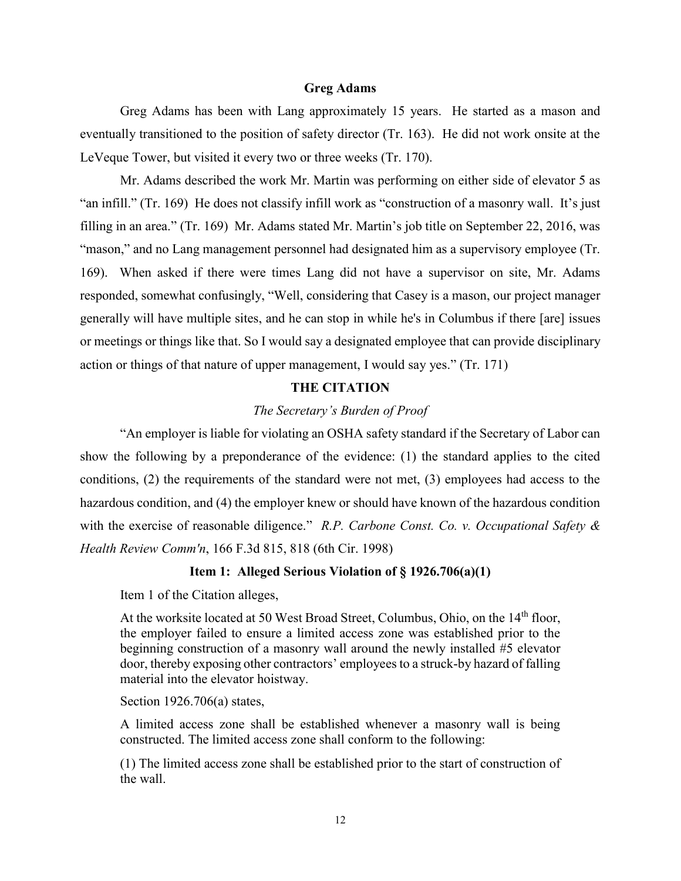**Greg Adams**

Greg Adams has been with Lang approximately 15 years. He started as a mason and eventually transitioned to the position of safety director (Tr. 163). He did not work onsite at the LeVeque Tower, but visited it every two or three weeks (Tr. 170).

Mr. Adams described the work Mr. Martin was performing on either side of elevator 5 as "an infill." (Tr. 169) He does not classify infill work as "construction of a masonry wall. It's just filling in an area." (Tr. 169) Mr. Adams stated Mr. Martin's job title on September 22, 2016, was "mason," and no Lang management personnel had designated him as a supervisory employee (Tr. 169). When asked if there were times Lang did not have a supervisor on site, Mr. Adams responded, somewhat confusingly, "Well, considering that Casey is a mason, our project manager generally will have multiple sites, and he can stop in while he's in Columbus if there [are] issues or meetings or things like that. So I would say a designated employee that can provide disciplinary action or things of that nature of upper management, I would say yes." (Tr. 171)

## THE CITATION

*The Secretary's Burden of Proof*

"An employer is liable for violating an OSHA safety standard if the Secretary of Labor can show the following by a preponderance of the evidence: (1) the standard applies to the cited conditions, (2) the requirements of the standard were not met, (3) employees had access to the hazardous condition, and (4) the employer knew or should have known of the hazardous condition with the exercise of reasonable diligence." *R.P. Carbone Const. Co. v. Occupational Safety & Health Review Comm'n*, 166 F.3d 815, 818 (6th Cir. 1998)

### Item 1: Alleged Serious Violation of § 1926.706(a)(1)

Item 1 of the Citation alleges,

> At the worksite located at 50 West Broad Street, Columbus, Ohio, on the 14th floor, the employer failed to ensure a limited access zone was established prior to the beginning construction of a masonry wall around the newly installed #5 elevator door, thereby exposing other contractors' employees to a struck-by hazard of falling material into the elevator hoistway.

Section 1926.706(a) states,

> A limited access zone shall be established whenever a masonry wall is being constructed. The limited access zone shall conform to the following:
>
> (1) The limited access zone shall be established prior to the start of construction of the wall.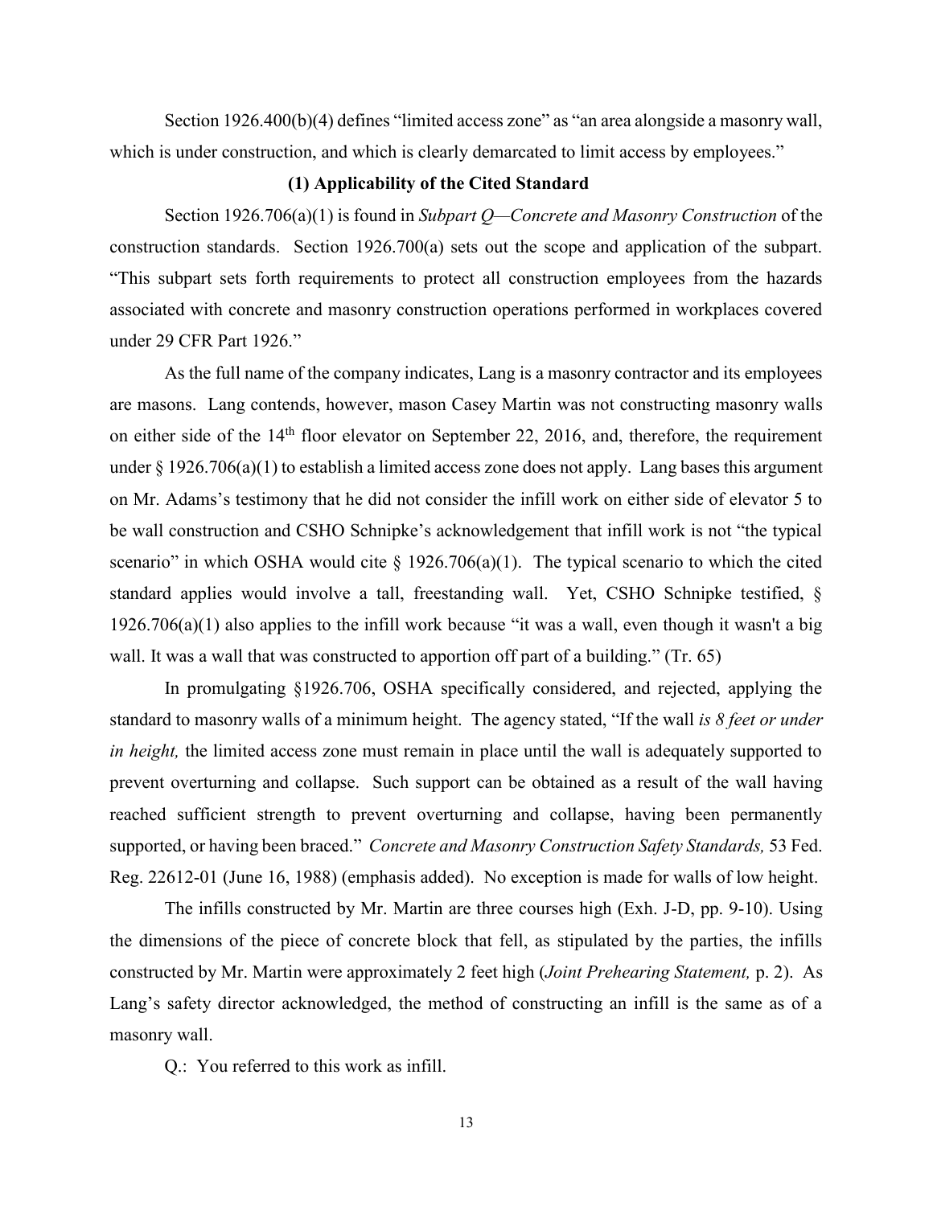Section 1926.400(b)(4) defines "limited access zone" as "an area alongside a masonry wall, which is under construction, and which is clearly demarcated to limit access by employees."

**(1) Applicability of the Cited Standard**

Section 1926.706(a)(1) is found in *Subpart Q—Concrete and Masonry Construction* of the construction standards. Section 1926.700(a) sets out the scope and application of the subpart. "This subpart sets forth requirements to protect all construction employees from the hazards associated with concrete and masonry construction operations performed in workplaces covered under 29 CFR Part 1926."

As the full name of the company indicates, Lang is a masonry contractor and its employees are masons. Lang contends, however, mason Casey Martin was not constructing masonry walls on either side of the 14th floor elevator on September 22, 2016, and, therefore, the requirement under § 1926.706(a)(1) to establish a limited access zone does not apply. Lang bases this argument on Mr. Adams's testimony that he did not consider the infill work on either side of elevator 5 to be wall construction and CSHO Schnipke's acknowledgement that infill work is not "the typical scenario" in which OSHA would cite § 1926.706(a)(1). The typical scenario to which the cited standard applies would involve a tall, freestanding wall. Yet, CSHO Schnipke testified, § 1926.706(a)(1) also applies to the infill work because "it was a wall, even though it wasn't a big wall. It was a wall that was constructed to apportion off part of a building." (Tr. 65)

In promulgating §1926.706, OSHA specifically considered, and rejected, applying the standard to masonry walls of a minimum height. The agency stated, "If the wall *is 8 feet or under in height,* the limited access zone must remain in place until the wall is adequately supported to prevent overturning and collapse. Such support can be obtained as a result of the wall having reached sufficient strength to prevent overturning and collapse, having been permanently supported, or having been braced." *Concrete and Masonry Construction Safety Standards,* 53 Fed. Reg. 22612-01 (June 16, 1988) (emphasis added). No exception is made for walls of low height.

The infills constructed by Mr. Martin are three courses high (Exh. J-D, pp. 9-10). Using the dimensions of the piece of concrete block that fell, as stipulated by the parties, the infills constructed by Mr. Martin were approximately 2 feet high (*Joint Prehearing Statement,* p. 2). As Lang's safety director acknowledged, the method of constructing an infill is the same as of a masonry wall.

Q.: You referred to this work as infill.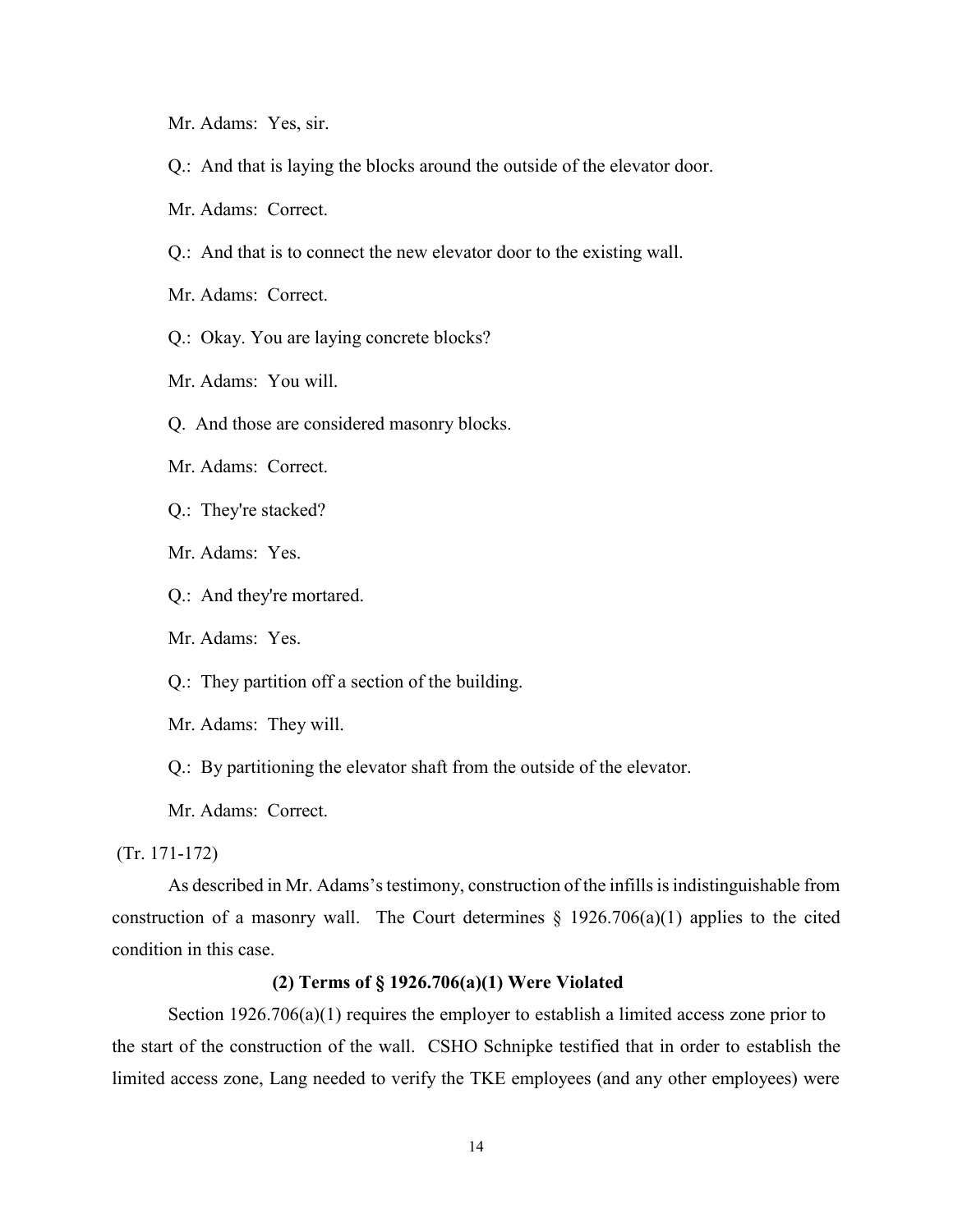Mr. Adams: Yes, sir.

Q.: And that is laying the blocks around the outside of the elevator door.

Mr. Adams: Correct.

Q.: And that is to connect the new elevator door to the existing wall.

Mr. Adams: Correct.

Q.: Okay. You are laying concrete blocks?

Mr. Adams: You will.

Q. And those are considered masonry blocks.

Mr. Adams: Correct.

Q.: They're stacked?

Mr. Adams: Yes.

Q.: And they're mortared.

Mr. Adams: Yes.

Q.: They partition off a section of the building.

Mr. Adams: They will.

Q.: By partitioning the elevator shaft from the outside of the elevator.

Mr. Adams: Correct.

(Tr. 171-172)

As described in Mr. Adams's testimony, construction of the infills is indistinguishable from construction of a masonry wall. The Court determines § 1926.706(a)(1) applies to the cited condition in this case.

**(2) Terms of § 1926.706(a)(1) Were Violated**

Section 1926.706(a)(1) requires the employer to establish a limited access zone prior to the start of the construction of the wall. CSHO Schnipke testified that in order to establish the limited access zone, Lang needed to verify the TKE employees (and any other employees) were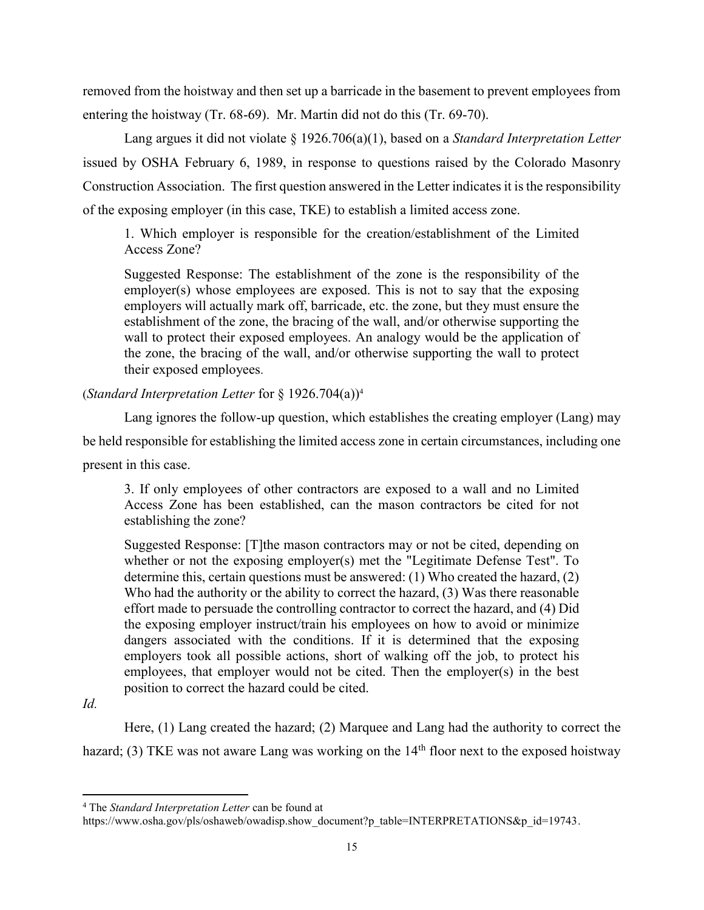removed from the hoistway and then set up a barricade in the basement to prevent employees from entering the hoistway (Tr. 68-69). Mr. Martin did not do this (Tr. 69-70).

Lang argues it did not violate § 1926.706(a)(1), based on a *Standard Interpretation Letter* issued by OSHA February 6, 1989, in response to questions raised by the Colorado Masonry Construction Association. The first question answered in the Letter indicates it is the responsibility of the exposing employer (in this case, TKE) to establish a limited access zone.

> 1. Which employer is responsible for the creation/establishment of the Limited Access Zone?
>
> Suggested Response: The establishment of the zone is the responsibility of the employer(s) whose employees are exposed. This is not to say that the exposing employers will actually mark off, barricade, etc. the zone, but they must ensure the establishment of the zone, the bracing of the wall, and/or otherwise supporting the wall to protect their exposed employees. An analogy would be the application of the zone, the bracing of the wall, and/or otherwise supporting the wall to protect their exposed employees.

(*Standard Interpretation Letter* for § 1926.704(a))[4]

Lang ignores the follow-up question, which establishes the creating employer (Lang) may be held responsible for establishing the limited access zone in certain circumstances, including one present in this case.

> 3. If only employees of other contractors are exposed to a wall and no Limited Access Zone has been established, can the mason contractors be cited for not establishing the zone?
>
> Suggested Response: [T]the mason contractors may or not be cited, depending on whether or not the exposing employer(s) met the "Legitimate Defense Test". To determine this, certain questions must be answered: (1) Who created the hazard, (2) Who had the authority or the ability to correct the hazard, (3) Was there reasonable effort made to persuade the controlling contractor to correct the hazard, and (4) Did the exposing employer instruct/train his employees on how to avoid or minimize dangers associated with the conditions. If it is determined that the exposing employers took all possible actions, short of walking off the job, to protect his employees, that employer would not be cited. Then the employer(s) in the best position to correct the hazard could be cited.

*Id.*

Here, (1) Lang created the hazard; (2) Marquee and Lang had the authority to correct the hazard; (3) TKE was not aware Lang was working on the 14th floor next to the exposed hoistway

---

[4] The *Standard Interpretation Letter* can be found at https://www.osha.gov/pls/oshaweb/owadisp.show_document?p_table=INTERPRETATIONS&p_id=19743.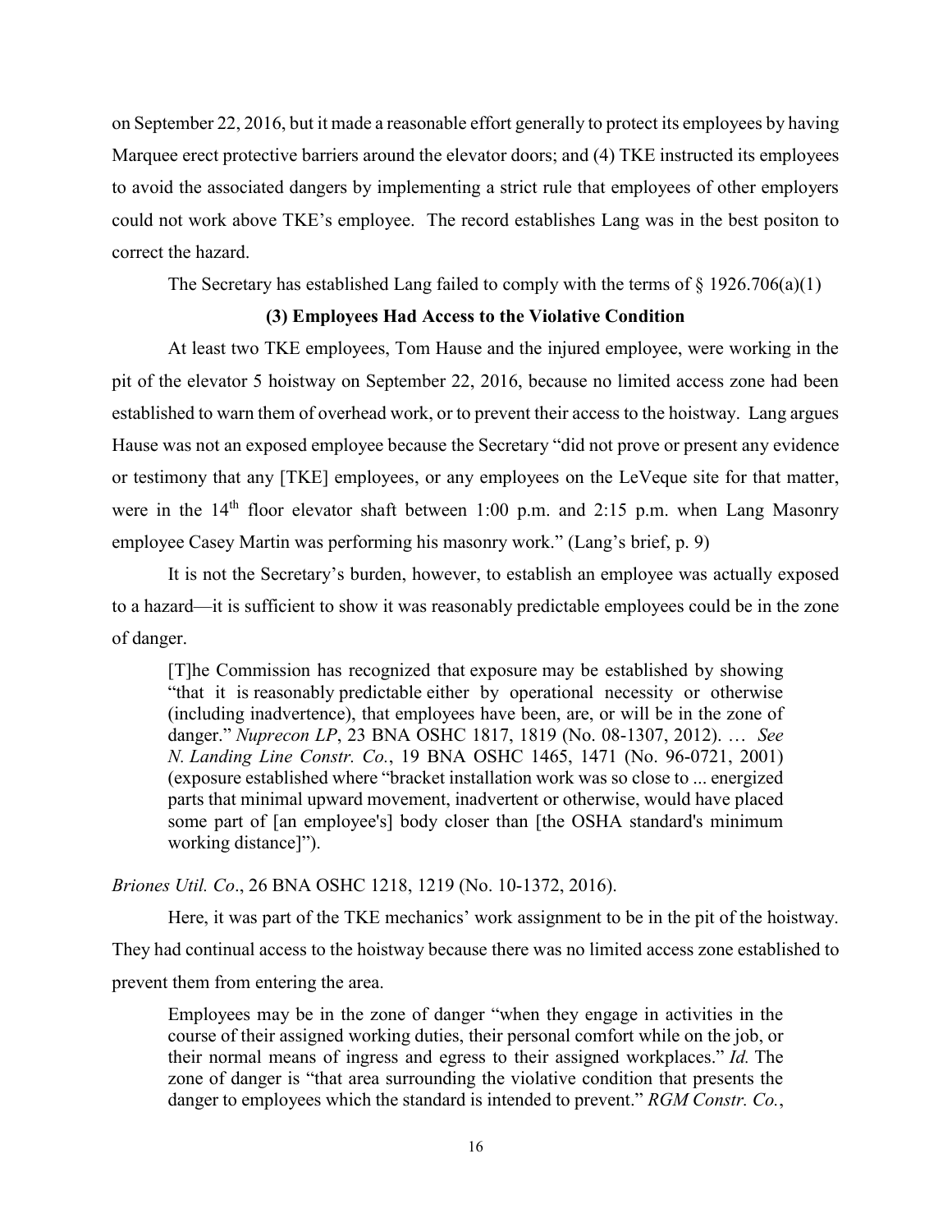on September 22, 2016, but it made a reasonable effort generally to protect its employees by having Marquee erect protective barriers around the elevator doors; and (4) TKE instructed its employees to avoid the associated dangers by implementing a strict rule that employees of other employers could not work above TKE's employee. The record establishes Lang was in the best positon to correct the hazard.

The Secretary has established Lang failed to comply with the terms of § 1926.706(a)(1)

### (3) Employees Had Access to the Violative Condition

At least two TKE employees, Tom Hause and the injured employee, were working in the pit of the elevator 5 hoistway on September 22, 2016, because no limited access zone had been established to warn them of overhead work, or to prevent their access to the hoistway. Lang argues Hause was not an exposed employee because the Secretary "did not prove or present any evidence or testimony that any [TKE] employees, or any employees on the LeVeque site for that matter, were in the 14th floor elevator shaft between 1:00 p.m. and 2:15 p.m. when Lang Masonry employee Casey Martin was performing his masonry work." (Lang's brief, p. 9)

It is not the Secretary's burden, however, to establish an employee was actually exposed to a hazard—it is sufficient to show it was reasonably predictable employees could be in the zone of danger.

> [T]he Commission has recognized that exposure may be established by showing "that it is reasonably predictable either by operational necessity or otherwise (including inadvertence), that employees have been, are, or will be in the zone of danger." *Nuprecon LP*, 23 BNA OSHC 1817, 1819 (No. 08-1307, 2012). … *See N. Landing Line Constr. Co.*, 19 BNA OSHC 1465, 1471 (No. 96-0721, 2001) (exposure established where "bracket installation work was so close to ... energized parts that minimal upward movement, inadvertent or otherwise, would have placed some part of [an employee's] body closer than [the OSHA standard's minimum working distance]").

*Briones Util. Co*., 26 BNA OSHC 1218, 1219 (No. 10-1372, 2016).

Here, it was part of the TKE mechanics' work assignment to be in the pit of the hoistway. They had continual access to the hoistway because there was no limited access zone established to prevent them from entering the area.

> Employees may be in the zone of danger "when they engage in activities in the course of their assigned working duties, their personal comfort while on the job, or their normal means of ingress and egress to their assigned workplaces." *Id.* The zone of danger is "that area surrounding the violative condition that presents the danger to employees which the standard is intended to prevent." *RGM Constr. Co.*,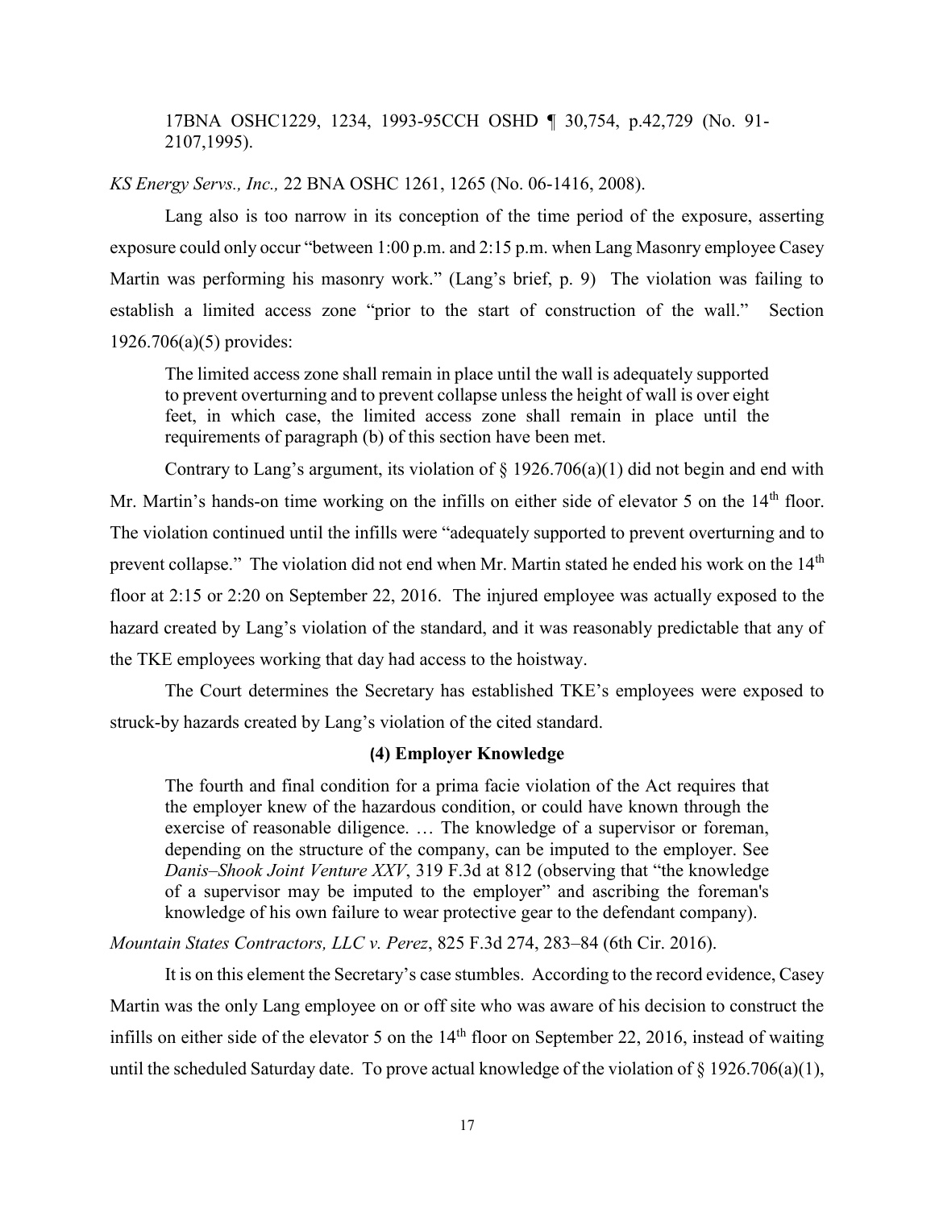17BNA OSHC1229, 1234, 1993-95CCH OSHD ¶ 30,754, p.42,729 (No. 91-2107,1995).

*KS Energy Servs., Inc.,* 22 BNA OSHC 1261, 1265 (No. 06-1416, 2008).

Lang also is too narrow in its conception of the time period of the exposure, asserting exposure could only occur "between 1:00 p.m. and 2:15 p.m. when Lang Masonry employee Casey Martin was performing his masonry work." (Lang's brief, p. 9) The violation was failing to establish a limited access zone "prior to the start of construction of the wall." Section 1926.706(a)(5) provides:

> The limited access zone shall remain in place until the wall is adequately supported to prevent overturning and to prevent collapse unless the height of wall is over eight feet, in which case, the limited access zone shall remain in place until the requirements of paragraph (b) of this section have been met.

Contrary to Lang's argument, its violation of § 1926.706(a)(1) did not begin and end with Mr. Martin's hands-on time working on the infills on either side of elevator 5 on the 14th floor. The violation continued until the infills were "adequately supported to prevent overturning and to prevent collapse." The violation did not end when Mr. Martin stated he ended his work on the 14th floor at 2:15 or 2:20 on September 22, 2016. The injured employee was actually exposed to the hazard created by Lang's violation of the standard, and it was reasonably predictable that any of the TKE employees working that day had access to the hoistway.

The Court determines the Secretary has established TKE's employees were exposed to struck-by hazards created by Lang's violation of the cited standard.

### (4) Employer Knowledge

> The fourth and final condition for a prima facie violation of the Act requires that the employer knew of the hazardous condition, or could have known through the exercise of reasonable diligence. … The knowledge of a supervisor or foreman, depending on the structure of the company, can be imputed to the employer. See *Danis–Shook Joint Venture XXV*, 319 F.3d at 812 (observing that "the knowledge of a supervisor may be imputed to the employer" and ascribing the foreman's knowledge of his own failure to wear protective gear to the defendant company).

*Mountain States Contractors, LLC v. Perez*, 825 F.3d 274, 283–84 (6th Cir. 2016).

It is on this element the Secretary's case stumbles. According to the record evidence, Casey Martin was the only Lang employee on or off site who was aware of his decision to construct the infills on either side of the elevator 5 on the 14th floor on September 22, 2016, instead of waiting until the scheduled Saturday date. To prove actual knowledge of the violation of § 1926.706(a)(1),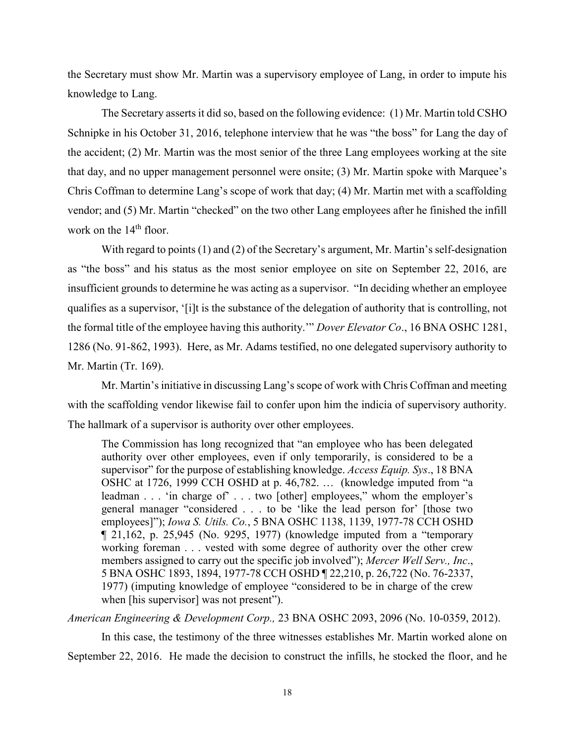the Secretary must show Mr. Martin was a supervisory employee of Lang, in order to impute his knowledge to Lang.

The Secretary asserts it did so, based on the following evidence: (1) Mr. Martin told CSHO Schnipke in his October 31, 2016, telephone interview that he was "the boss" for Lang the day of the accident; (2) Mr. Martin was the most senior of the three Lang employees working at the site that day, and no upper management personnel were onsite; (3) Mr. Martin spoke with Marquee's Chris Coffman to determine Lang's scope of work that day; (4) Mr. Martin met with a scaffolding vendor; and (5) Mr. Martin "checked" on the two other Lang employees after he finished the infill work on the 14th floor.

With regard to points (1) and (2) of the Secretary's argument, Mr. Martin's self-designation as "the boss" and his status as the most senior employee on site on September 22, 2016, are insufficient grounds to determine he was acting as a supervisor. "In deciding whether an employee qualifies as a supervisor, '[i]t is the substance of the delegation of authority that is controlling, not the formal title of the employee having this authority.'" *Dover Elevator Co*., 16 BNA OSHC 1281, 1286 (No. 91-862, 1993). Here, as Mr. Adams testified, no one delegated supervisory authority to Mr. Martin (Tr. 169).

Mr. Martin's initiative in discussing Lang's scope of work with Chris Coffman and meeting with the scaffolding vendor likewise fail to confer upon him the indicia of supervisory authority. The hallmark of a supervisor is authority over other employees.

> The Commission has long recognized that "an employee who has been delegated authority over other employees, even if only temporarily, is considered to be a supervisor" for the purpose of establishing knowledge. *Access Equip. Sys*., 18 BNA OSHC at 1726, 1999 CCH OSHD at p. 46,782. … (knowledge imputed from "a leadman . . . 'in charge of' . . . two [other] employees," whom the employer's general manager "considered . . . to be 'like the lead person for' [those two employees]"); *Iowa S. Utils. Co.*, 5 BNA OSHC 1138, 1139, 1977-78 CCH OSHD ¶ 21,162, p. 25,945 (No. 9295, 1977) (knowledge imputed from a "temporary working foreman . . . vested with some degree of authority over the other crew members assigned to carry out the specific job involved"); *Mercer Well Serv., Inc*., 5 BNA OSHC 1893, 1894, 1977-78 CCH OSHD ¶ 22,210, p. 26,722 (No. 76-2337, 1977) (imputing knowledge of employee "considered to be in charge of the crew when [his supervisor] was not present").

*American Engineering & Development Corp.,* 23 BNA OSHC 2093, 2096 (No. 10-0359, 2012).

In this case, the testimony of the three witnesses establishes Mr. Martin worked alone on September 22, 2016. He made the decision to construct the infills, he stocked the floor, and he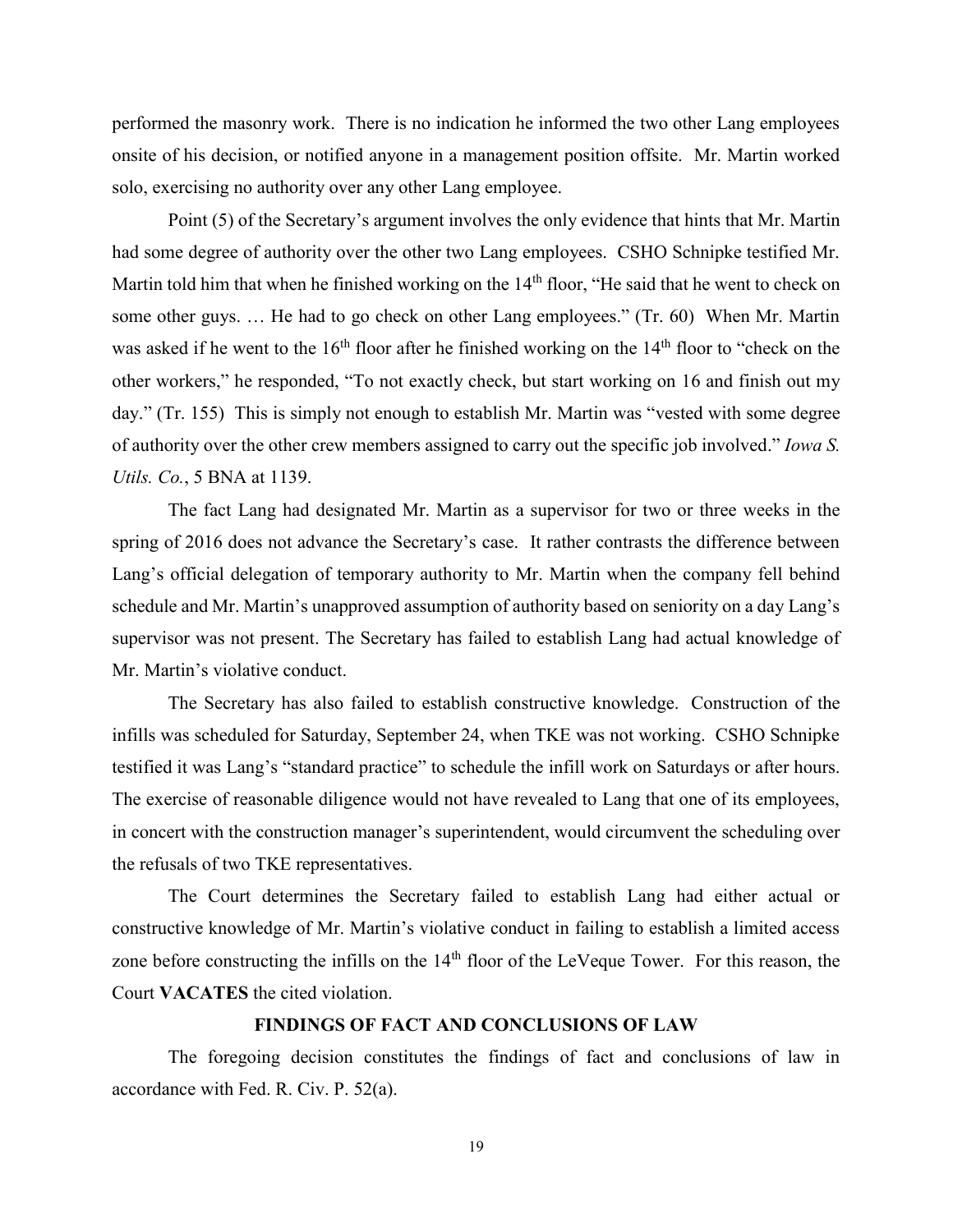performed the masonry work. There is no indication he informed the two other Lang employees onsite of his decision, or notified anyone in a management position offsite. Mr. Martin worked solo, exercising no authority over any other Lang employee.

Point (5) of the Secretary's argument involves the only evidence that hints that Mr. Martin had some degree of authority over the other two Lang employees. CSHO Schnipke testified Mr. Martin told him that when he finished working on the 14th floor, "He said that he went to check on some other guys. … He had to go check on other Lang employees." (Tr. 60) When Mr. Martin was asked if he went to the 16th floor after he finished working on the 14th floor to "check on the other workers," he responded, "To not exactly check, but start working on 16 and finish out my day." (Tr. 155) This is simply not enough to establish Mr. Martin was "vested with some degree of authority over the other crew members assigned to carry out the specific job involved." *Iowa S. Utils. Co.*, 5 BNA at 1139.

The fact Lang had designated Mr. Martin as a supervisor for two or three weeks in the spring of 2016 does not advance the Secretary's case. It rather contrasts the difference between Lang's official delegation of temporary authority to Mr. Martin when the company fell behind schedule and Mr. Martin's unapproved assumption of authority based on seniority on a day Lang's supervisor was not present. The Secretary has failed to establish Lang had actual knowledge of Mr. Martin's violative conduct.

The Secretary has also failed to establish constructive knowledge. Construction of the infills was scheduled for Saturday, September 24, when TKE was not working. CSHO Schnipke testified it was Lang's "standard practice" to schedule the infill work on Saturdays or after hours. The exercise of reasonable diligence would not have revealed to Lang that one of its employees, in concert with the construction manager's superintendent, would circumvent the scheduling over the refusals of two TKE representatives.

The Court determines the Secretary failed to establish Lang had either actual or constructive knowledge of Mr. Martin's violative conduct in failing to establish a limited access zone before constructing the infills on the 14th floor of the LeVeque Tower. For this reason, the Court **VACATES** the cited violation.

## FINDINGS OF FACT AND CONCLUSIONS OF LAW

The foregoing decision constitutes the findings of fact and conclusions of law in accordance with Fed. R. Civ. P. 52(a).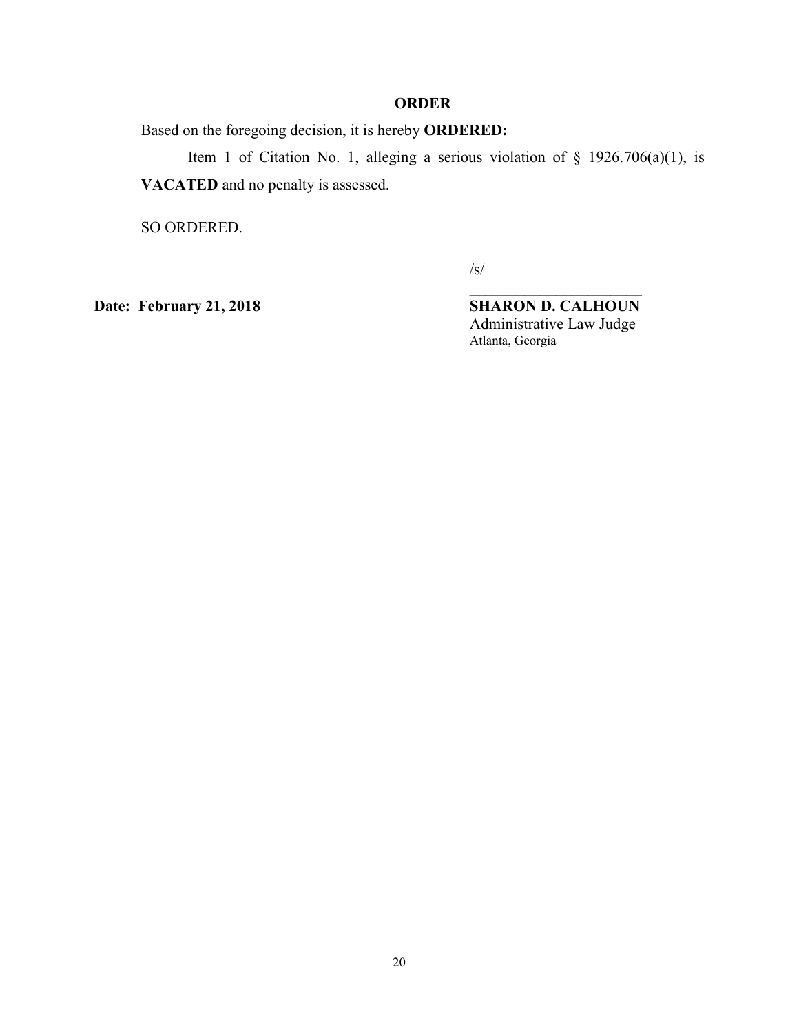## ORDER

Based on the foregoing decision, it is hereby **ORDERED:**

Item 1 of Citation No. 1, alleging a serious violation of § 1926.706(a)(1), is **VACATED** and no penalty is assessed.

SO ORDERED.

/s/

**Date: February 21, 2018**

**SHARON D. CALHOUN**
Administrative Law Judge
Atlanta, Georgia